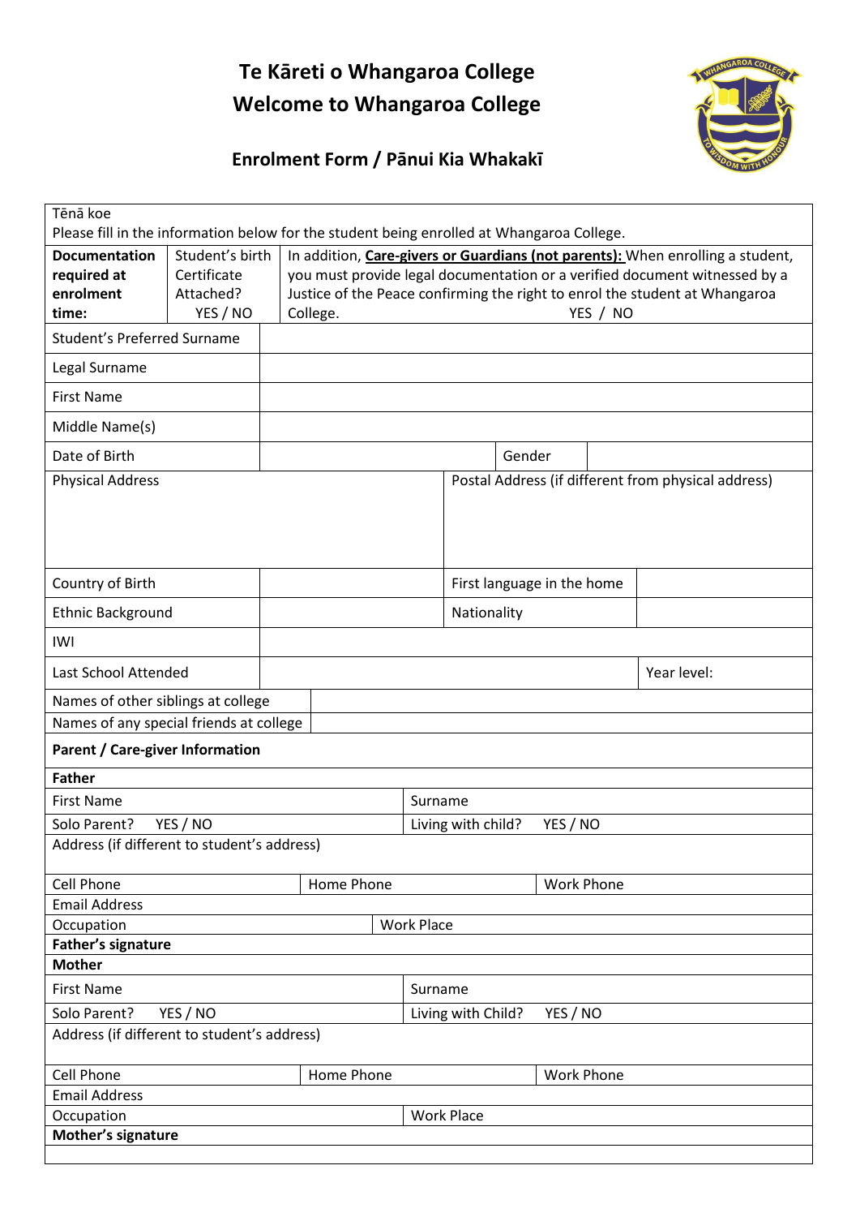# Te Kāreti o Whangaroa College

# Welcome to Whangaroa College

## Enrolment Form / Pānui Kia Whakakī

Tēnā koe

Please fill in the information below for the student being enrolled at Whangaroa College.

| **Documentation required at enrolment time:** | Student's birth Certificate Attached? YES / NO | In addition, **Care-givers or Guardians (not parents):** When enrolling a student, you must provide legal documentation or a verified document witnessed by a Justice of the Peace confirming the right to enrol the student at Whangaroa College. YES / NO |
|---|---|---|

| | | | |
|---|---|---|---|
| Student's Preferred Surname | | | |
| Legal Surname | | | |
| First Name | | | |
| Middle Name(s) | | | |
| Date of Birth | | Gender | |
| Physical Address | | Postal Address (if different from physical address) | |
| Country of Birth | | First language in the home | |
| Ethnic Background | | Nationality | |
| IWI | | | |
| Last School Attended | | Year level: | |
| Names of other siblings at college | | | |
| Names of any special friends at college | | | |

**Parent / Care-giver Information**

**Father**

| | | |
|---|---|---|
| First Name | Surname | |
| Solo Parent? YES / NO | Living with child? YES / NO | |
| Address (if different to student's address) | | |
| Cell Phone | Home Phone | Work Phone |
| Email Address | | |
| Occupation | Work Place | |
| **Father's signature** | | |

**Mother**

| | | |
|---|---|---|
| First Name | Surname | |
| Solo Parent? YES / NO | Living with Child? YES / NO | |
| Address (if different to student's address) | | |
| Cell Phone | Home Phone | Work Phone |
| Email Address | | |
| Occupation | Work Place | |
| **Mother's signature** | | |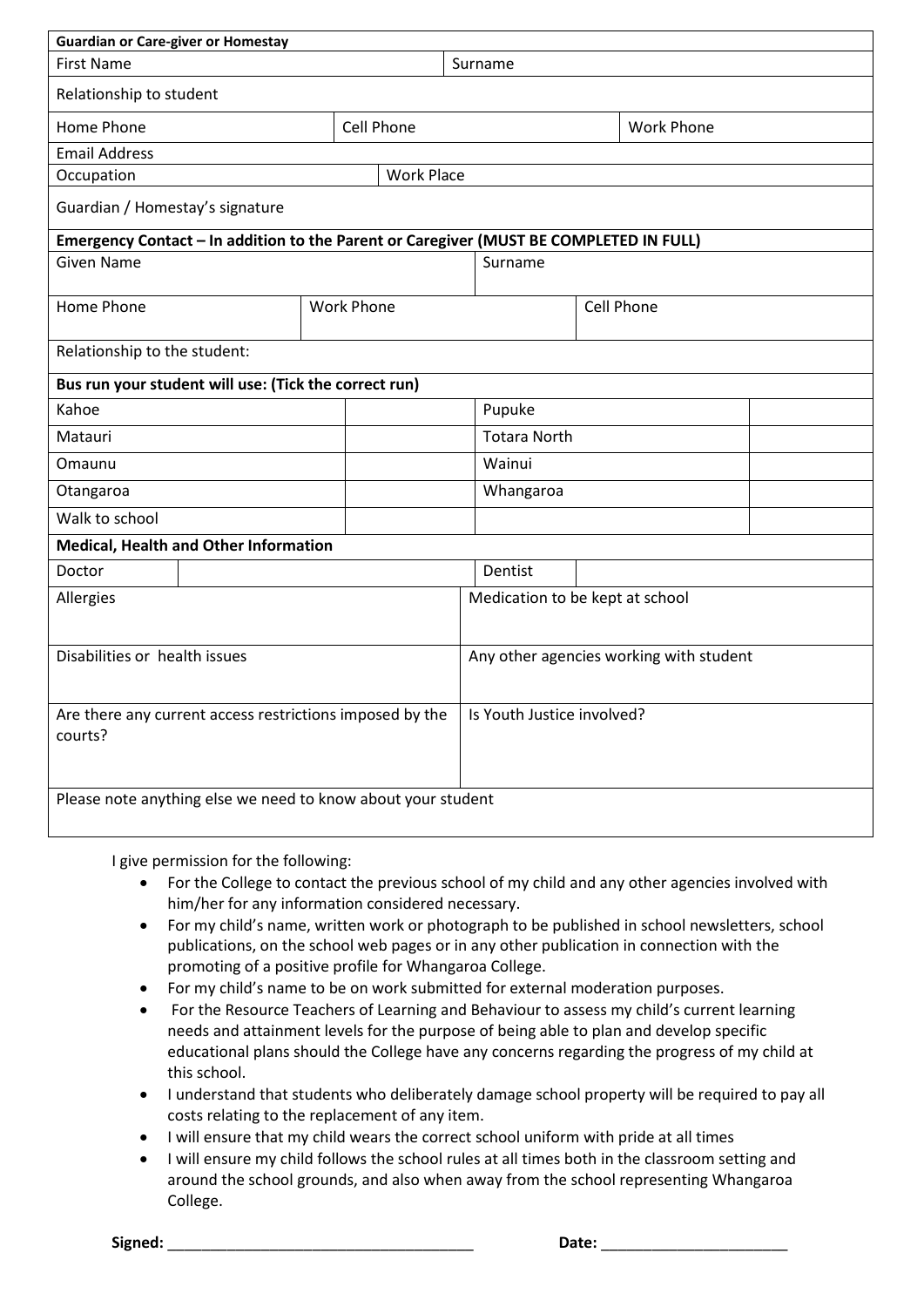| **Guardian or Care-giver or Homestay** | | | | | |
|---|---|---|---|---|---|
| First Name | | | Surname | | |
| Relationship to student | | | | | |
| Home Phone | | Cell Phone | | | Work Phone |
| Email Address | | | | | |
| Occupation | | Work Place | | | |
| Guardian / Homestay's signature | | | | | |

| **Emergency Contact – In addition to the Parent or Caregiver (MUST BE COMPLETED IN FULL)** | | |
|---|---|---|
| Given Name | | Surname |
| Home Phone | Work Phone | Cell Phone |
| Relationship to the student: | | |

| **Bus run your student will use: (Tick the correct run)** | | | |
|---|---|---|---|
| Kahoe | | Pupuke | |
| Matauri | | Totara North | |
| Omaunu | | Wainui | |
| Otangaroa | | Whangaroa | |
| Walk to school | | | |

| **Medical, Health and Other Information** | | | |
|---|---|---|---|
| Doctor | | Dentist | |
| Allergies | | Medication to be kept at school | |
| Disabilities or health issues | | Any other agencies working with student | |
| Are there any current access restrictions imposed by the courts? | | Is Youth Justice involved? | |
| Please note anything else we need to know about your student | | | |

I give permission for the following:

- For the College to contact the previous school of my child and any other agencies involved with him/her for any information considered necessary.
- For my child's name, written work or photograph to be published in school newsletters, school publications, on the school web pages or in any other publication in connection with the promoting of a positive profile for Whangaroa College.
- For my child's name to be on work submitted for external moderation purposes.
- For the Resource Teachers of Learning and Behaviour to assess my child's current learning needs and attainment levels for the purpose of being able to plan and develop specific educational plans should the College have any concerns regarding the progress of my child at this school.
- I understand that students who deliberately damage school property will be required to pay all costs relating to the replacement of any item.
- I will ensure that my child wears the correct school uniform with pride at all times
- I will ensure my child follows the school rules at all times both in the classroom setting and around the school grounds, and also when away from the school representing Whangaroa College.

**Signed:** ____________________________________ **Date:** ______________________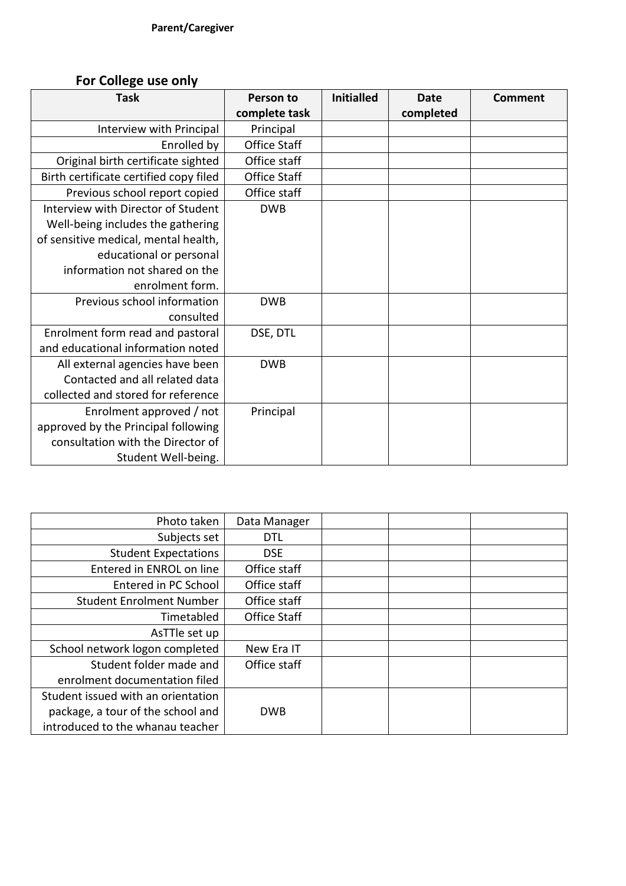**Parent/Caregiver**

## For College use only

| Task | Person to complete task | Initialled | Date completed | Comment |
|---|---|---|---|---|
| Interview with Principal | Principal | | | |
| Enrolled by | Office Staff | | | |
| Original birth certificate sighted | Office staff | | | |
| Birth certificate certified copy filed | Office Staff | | | |
| Previous school report copied | Office staff | | | |
| Interview with Director of Student Well-being includes the gathering of sensitive medical, mental health, educational or personal information not shared on the enrolment form. | DWB | | | |
| Previous school information consulted | DWB | | | |
| Enrolment form read and pastoral and educational information noted | DSE, DTL | | | |
| All external agencies have been Contacted and all related data collected and stored for reference | DWB | | | |
| Enrolment approved / not approved by the Principal following consultation with the Director of Student Well-being. | Principal | | | |
| Photo taken | Data Manager | | | |
| Subjects set | DTL | | | |
| Student Expectations | DSE | | | |
| Entered in ENROL on line | Office staff | | | |
| Entered in PC School | Office staff | | | |
| Student Enrolment Number | Office staff | | | |
| Timetabled | Office Staff | | | |
| AsTTle set up | | | | |
| School network logon completed | New Era IT | | | |
| Student folder made and enrolment documentation filed | Office staff | | | |
| Student issued with an orientation package, a tour of the school and introduced to the whanau teacher | DWB | | | |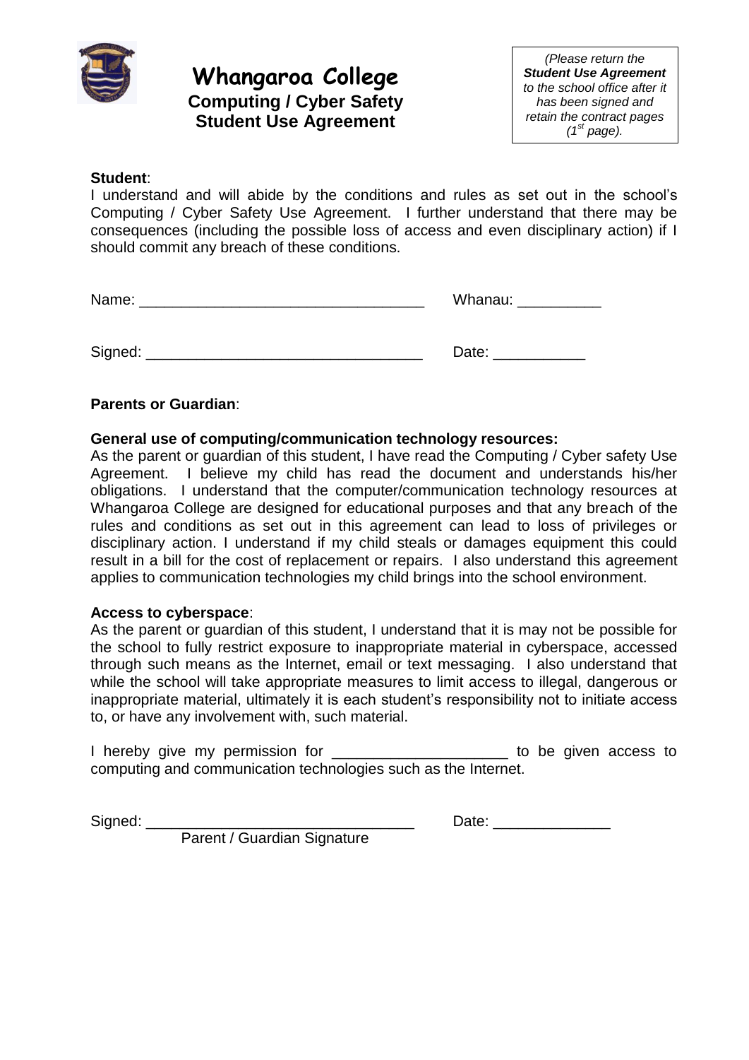# Whangaroa College

## Computing / Cyber Safety Student Use Agreement

*(Please return the **Student Use Agreement** to the school office after it has been signed and retain the contract pages (1st page).)*

**Student**:

I understand and will abide by the conditions and rules as set out in the school's Computing / Cyber Safety Use Agreement. I further understand that there may be consequences (including the possible loss of access and even disciplinary action) if I should commit any breach of these conditions.

Name: __________________________________ Whanau: __________

Signed: _________________________________ Date: ___________

**Parents or Guardian**:

**General use of computing/communication technology resources:**

As the parent or guardian of this student, I have read the Computing / Cyber safety Use Agreement. I believe my child has read the document and understands his/her obligations. I understand that the computer/communication technology resources at Whangaroa College are designed for educational purposes and that any breach of the rules and conditions as set out in this agreement can lead to loss of privileges or disciplinary action. I understand if my child steals or damages equipment this could result in a bill for the cost of replacement or repairs. I also understand this agreement applies to communication technologies my child brings into the school environment.

**Access to cyberspace**:

As the parent or guardian of this student, I understand that it is may not be possible for the school to fully restrict exposure to inappropriate material in cyberspace, accessed through such means as the Internet, email or text messaging. I also understand that while the school will take appropriate measures to limit access to illegal, dangerous or inappropriate material, ultimately it is each student's responsibility not to initiate access to, or have any involvement with, such material.

I hereby give my permission for _____________________ to be given access to computing and communication technologies such as the Internet.

Signed: ________________________________ Date: ______________

Parent / Guardian Signature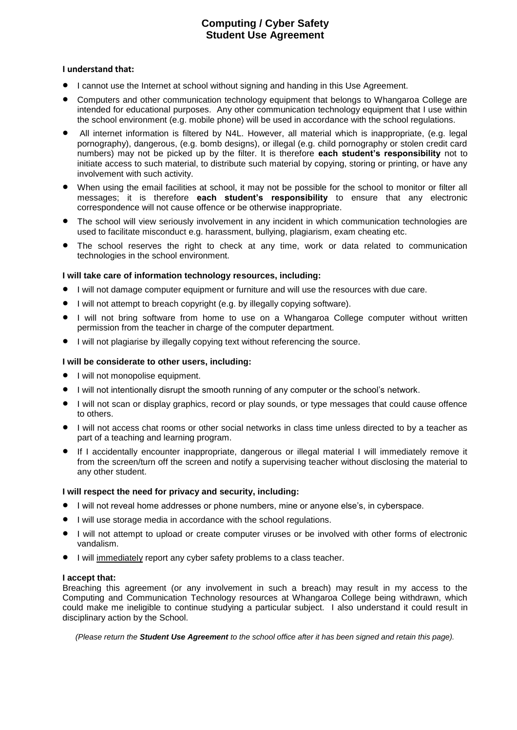# Computing / Cyber Safety
# Student Use Agreement

**I understand that:**

- I cannot use the Internet at school without signing and handing in this Use Agreement.
- Computers and other communication technology equipment that belongs to Whangaroa College are intended for educational purposes. Any other communication technology equipment that I use within the school environment (e.g. mobile phone) will be used in accordance with the school regulations.
- All internet information is filtered by N4L. However, all material which is inappropriate, (e.g. legal pornography), dangerous, (e.g. bomb designs), or illegal (e.g. child pornography or stolen credit card numbers) may not be picked up by the filter. It is therefore **each student's responsibility** not to initiate access to such material, to distribute such material by copying, storing or printing, or have any involvement with such activity.
- When using the email facilities at school, it may not be possible for the school to monitor or filter all messages; it is therefore **each student's responsibility** to ensure that any electronic correspondence will not cause offence or be otherwise inappropriate.
- The school will view seriously involvement in any incident in which communication technologies are used to facilitate misconduct e.g. harassment, bullying, plagiarism, exam cheating etc.
- The school reserves the right to check at any time, work or data related to communication technologies in the school environment.

**I will take care of information technology resources, including:**

- I will not damage computer equipment or furniture and will use the resources with due care.
- I will not attempt to breach copyright (e.g. by illegally copying software).
- I will not bring software from home to use on a Whangaroa College computer without written permission from the teacher in charge of the computer department.
- I will not plagiarise by illegally copying text without referencing the source.

**I will be considerate to other users, including:**

- I will not monopolise equipment.
- I will not intentionally disrupt the smooth running of any computer or the school's network.
- I will not scan or display graphics, record or play sounds, or type messages that could cause offence to others.
- I will not access chat rooms or other social networks in class time unless directed to by a teacher as part of a teaching and learning program.
- If I accidentally encounter inappropriate, dangerous or illegal material I will immediately remove it from the screen/turn off the screen and notify a supervising teacher without disclosing the material to any other student.

**I will respect the need for privacy and security, including:**

- I will not reveal home addresses or phone numbers, mine or anyone else's, in cyberspace.
- I will use storage media in accordance with the school regulations.
- I will not attempt to upload or create computer viruses or be involved with other forms of electronic vandalism.
- I will <u>immediately</u> report any cyber safety problems to a class teacher.

**I accept that:**

Breaching this agreement (or any involvement in such a breach) may result in my access to the Computing and Communication Technology resources at Whangaroa College being withdrawn, which could make me ineligible to continue studying a particular subject. I also understand it could result in disciplinary action by the School.

*(Please return the **Student Use Agreement** to the school office after it has been signed and retain this page).*